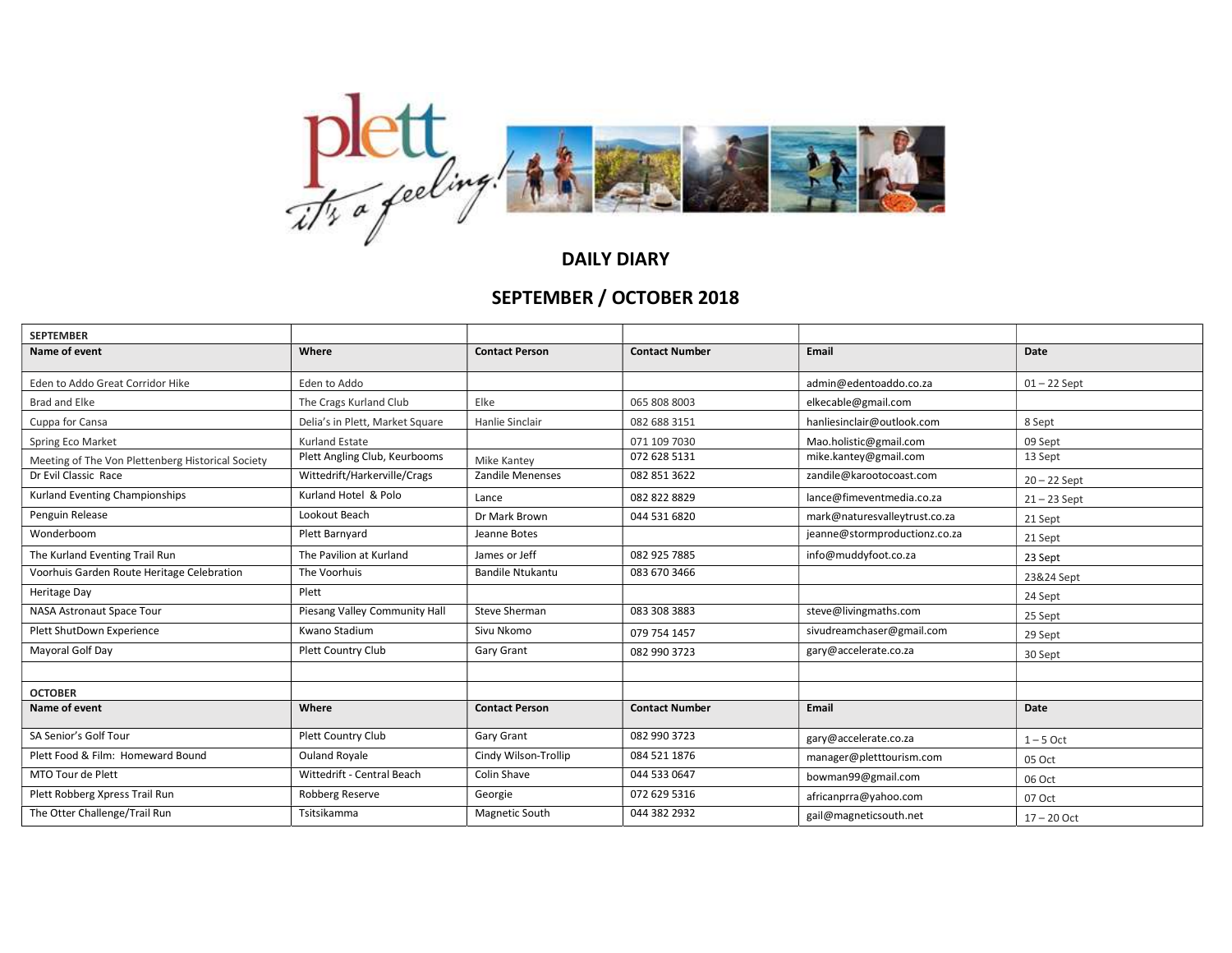# DAILY DIARY

## SEPTEMBER / OCTOBER 2018

| SEPTEMBER | | | | | |
|---|---|---|---|---|---|
| **Name of event** | **Where** | **Contact Person** | **Contact Number** | **Email** | **Date** |
| Eden to Addo Great Corridor Hike | Eden to Addo | | | admin@edentoaddo.co.za | 01 – 22 Sept |
| Brad and Elke | The Crags Kurland Club | Elke | 065 808 8003 | elkecable@gmail.com | |
| Cuppa for Cansa | Delia's in Plett, Market Square | Hanlie Sinclair | 082 688 3151 | hanliesinclair@outlook.com | 8 Sept |
| Spring Eco Market | Kurland Estate | | 071 109 7030 | Mao.holistic@gmail.com | 09 Sept |
| Meeting of The Von Plettenberg Historical Society | Plett Angling Club, Keurbooms | Mike Kantey | 072 628 5131 | mike.kantey@gmail.com | 13 Sept |
| Dr Evil Classic Race | Wittedrift/Harkerville/Crags | Zandile Menenses | 082 851 3622 | zandile@karootocoast.com | 20 – 22 Sept |
| Kurland Eventing Championships | Kurland Hotel & Polo | Lance | 082 822 8829 | lance@fimeventmedia.co.za | 21 – 23 Sept |
| Penguin Release | Lookout Beach | Dr Mark Brown | 044 531 6820 | mark@naturesvalleytrust.co.za | 21 Sept |
| Wonderboom | Plett Barnyard | Jeanne Botes | | jeanne@stormproductionz.co.za | 21 Sept |
| The Kurland Eventing Trail Run | The Pavilion at Kurland | James or Jeff | 082 925 7885 | info@muddyfoot.co.za | 23 Sept |
| Voorhuis Garden Route Heritage Celebration | The Voorhuis | Bandile Ntukantu | 083 670 3466 | | 23&24 Sept |
| Heritage Day | Plett | | | | 24 Sept |
| NASA Astronaut Space Tour | Piesang Valley Community Hall | Steve Sherman | 083 308 3883 | steve@livingmaths.com | 25 Sept |
| Plett ShutDown Experience | Kwano Stadium | Sivu Nkomo | 079 754 1457 | sivudreamchaser@gmail.com | 29 Sept |
| Mayoral Golf Day | Plett Country Club | Gary Grant | 082 990 3723 | gary@accelerate.co.za | 30 Sept |
| | | | | | |
| **OCTOBER** | | | | | |
| **Name of event** | **Where** | **Contact Person** | **Contact Number** | **Email** | **Date** |
| SA Senior's Golf Tour | Plett Country Club | Gary Grant | 082 990 3723 | gary@accelerate.co.za | 1 – 5 Oct |
| Plett Food & Film: Homeward Bound | Ouland Royale | Cindy Wilson-Trollip | 084 521 1876 | manager@pletttourism.com | 05 Oct |
| MTO Tour de Plett | Wittedrift - Central Beach | Colin Shave | 044 533 0647 | bowman99@gmail.com | 06 Oct |
| Plett Robberg Xpress Trail Run | Robberg Reserve | Georgie | 072 629 5316 | africanprra@yahoo.com | 07 Oct |
| The Otter Challenge/Trail Run | Tsitsikamma | Magnetic South | 044 382 2932 | gail@magneticsouth.net | 17 – 20 Oct |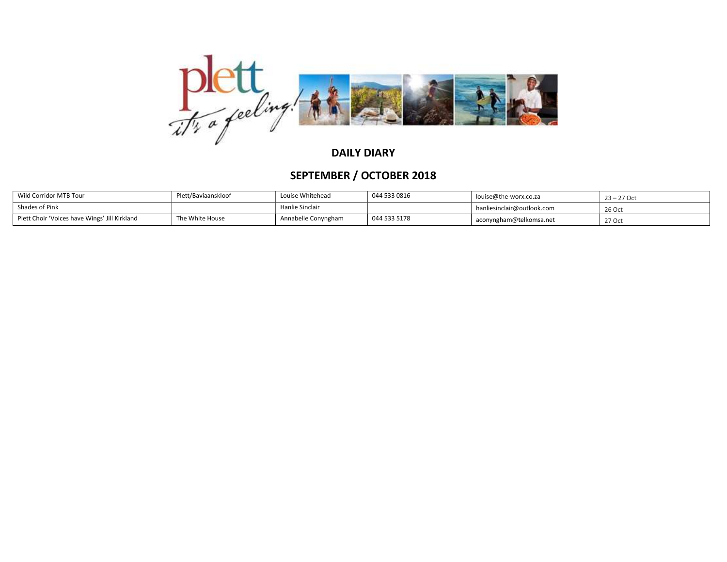## DAILY DIARY

## SEPTEMBER / OCTOBER 2018

| | | | | | |
|---|---|---|---|---|---|
| Wild Corridor MTB Tour | Plett/Baviaanskloof | Louise Whitehead | 044 533 0816 | louise@the-worx.co.za | 23 – 27 Oct |
| Shades of Pink | | Hanlie Sinclair | | hanliesinclair@outlook.com | 26 Oct |
| Plett Choir 'Voices have Wings' Jill Kirkland | The White House | Annabelle Conyngham | 044 533 5178 | aconyngham@telkomsa.net | 27 Oct |